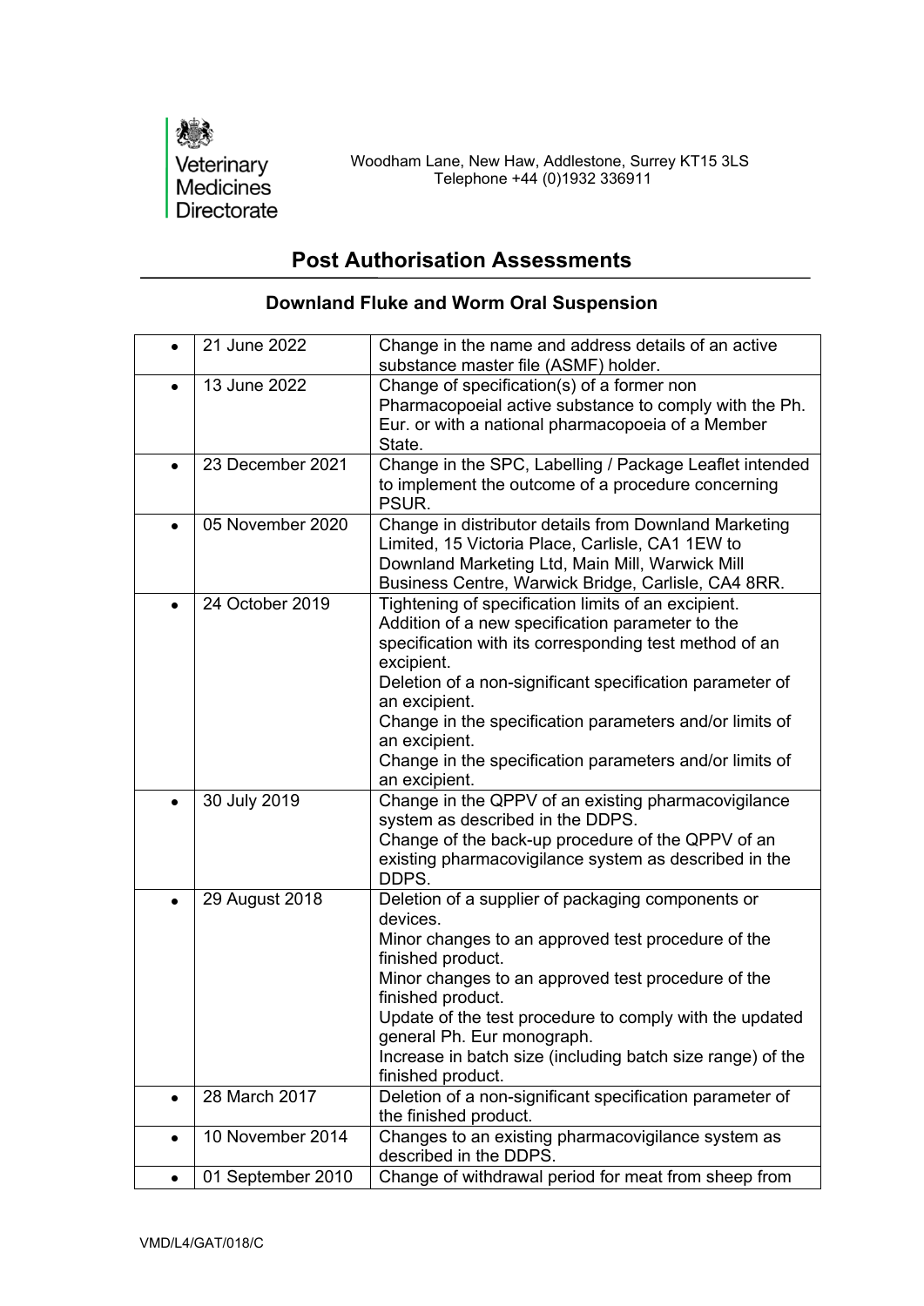Veterinary Medicines Directorate

Woodham Lane, New Haw, Addlestone, Surrey KT15 3LS
Telephone +44 (0)1932 336911

# Post Authorisation Assessments

## Downland Fluke and Worm Oral Suspension

| | | |
|---|---|---|
| • | 21 June 2022 | Change in the name and address details of an active substance master file (ASMF) holder. |
| • | 13 June 2022 | Change of specification(s) of a former non Pharmacopoeial active substance to comply with the Ph. Eur. or with a national pharmacopoeia of a Member State. |
| • | 23 December 2021 | Change in the SPC, Labelling / Package Leaflet intended to implement the outcome of a procedure concerning PSUR. |
| • | 05 November 2020 | Change in distributor details from Downland Marketing Limited, 15 Victoria Place, Carlisle, CA1 1EW to Downland Marketing Ltd, Main Mill, Warwick Mill Business Centre, Warwick Bridge, Carlisle, CA4 8RR. |
| • | 24 October 2019 | Tightening of specification limits of an excipient.<br>Addition of a new specification parameter to the specification with its corresponding test method of an excipient.<br>Deletion of a non-significant specification parameter of an excipient.<br>Change in the specification parameters and/or limits of an excipient.<br>Change in the specification parameters and/or limits of an excipient. |
| • | 30 July 2019 | Change in the QPPV of an existing pharmacovigilance system as described in the DDPS.<br>Change of the back-up procedure of the QPPV of an existing pharmacovigilance system as described in the DDPS. |
| • | 29 August 2018 | Deletion of a supplier of packaging components or devices.<br>Minor changes to an approved test procedure of the finished product.<br>Minor changes to an approved test procedure of the finished product.<br>Update of the test procedure to comply with the updated general Ph. Eur monograph.<br>Increase in batch size (including batch size range) of the finished product. |
| • | 28 March 2017 | Deletion of a non-significant specification parameter of the finished product. |
| • | 10 November 2014 | Changes to an existing pharmacovigilance system as described in the DDPS. |
| • | 01 September 2010 | Change of withdrawal period for meat from sheep from |

VMD/L4/GAT/018/C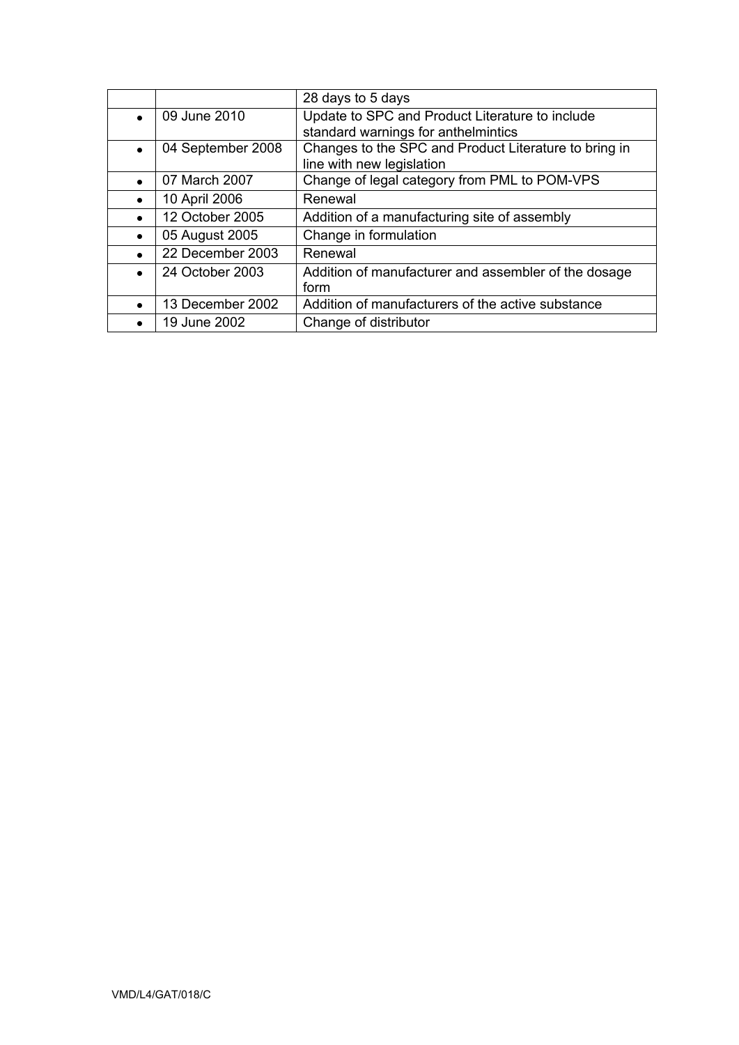| | | |
|---|---|---|
| | | 28 days to 5 days |
| • | 09 June 2010 | Update to SPC and Product Literature to include standard warnings for anthelmintics |
| • | 04 September 2008 | Changes to the SPC and Product Literature to bring in line with new legislation |
| • | 07 March 2007 | Change of legal category from PML to POM-VPS |
| • | 10 April 2006 | Renewal |
| • | 12 October 2005 | Addition of a manufacturing site of assembly |
| • | 05 August 2005 | Change in formulation |
| • | 22 December 2003 | Renewal |
| • | 24 October 2003 | Addition of manufacturer and assembler of the dosage form |
| • | 13 December 2002 | Addition of manufacturers of the active substance |
| • | 19 June 2002 | Change of distributor |

VMD/L4/GAT/018/C